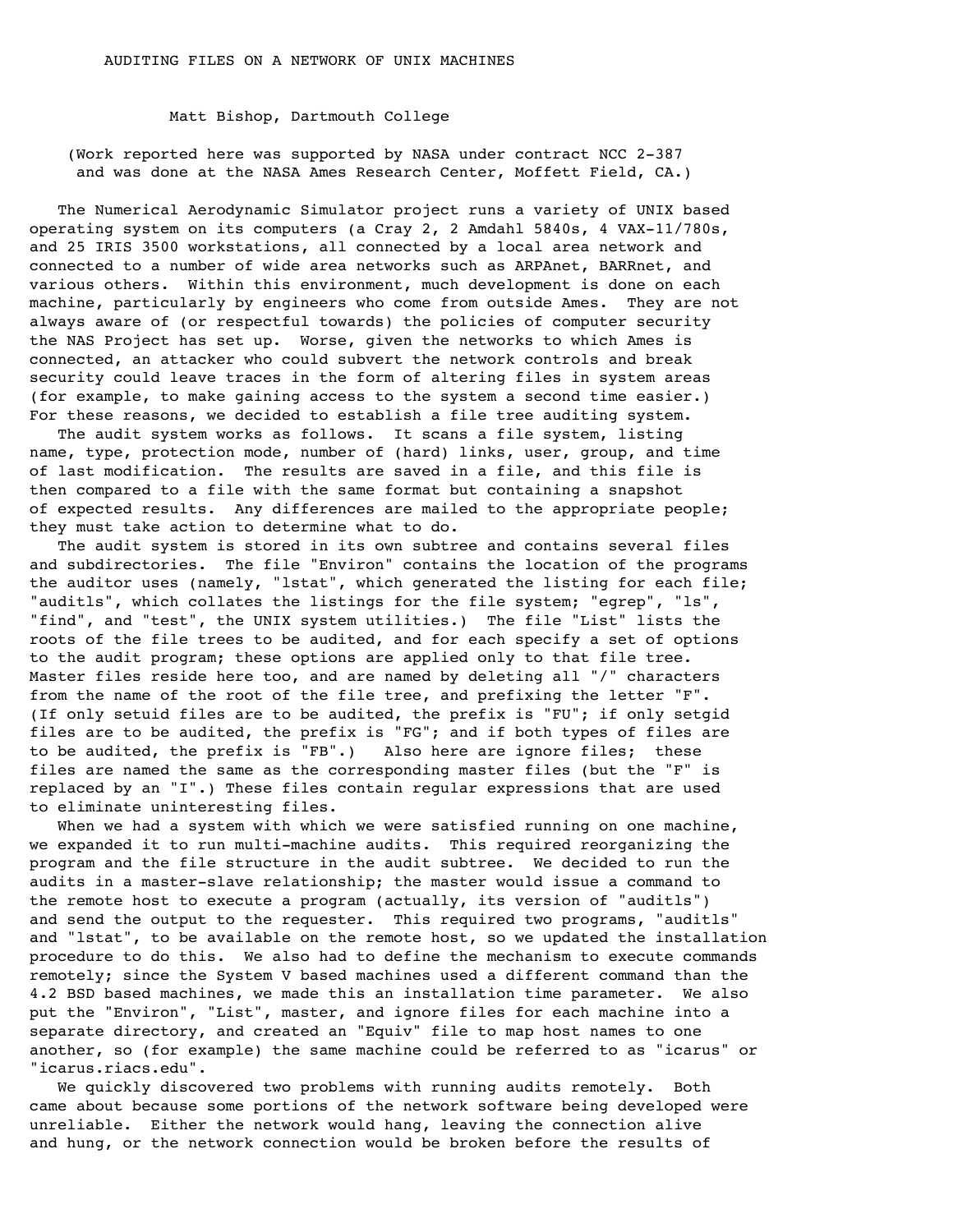# AUDITING FILES ON A NETWORK OF UNIX MACHINES

Matt Bishop, Dartmouth College

(Work reported here was supported by NASA under contract NCC 2-387 and was done at the NASA Ames Research Center, Moffett Field, CA.)

The Numerical Aerodynamic Simulator project runs a variety of UNIX based operating system on its computers (a Cray 2, 2 Amdahl 5840s, 4 VAX-11/780s, and 25 IRIS 3500 workstations, all connected by a local area network and connected to a number of wide area networks such as ARPAnet, BARRnet, and various others. Within this environment, much development is done on each machine, particularly by engineers who come from outside Ames. They are not always aware of (or respectful towards) the policies of computer security the NAS Project has set up. Worse, given the networks to which Ames is connected, an attacker who could subvert the network controls and break security could leave traces in the form of altering files in system areas (for example, to make gaining access to the system a second time easier.) For these reasons, we decided to establish a file tree auditing system.

The audit system works as follows. It scans a file system, listing name, type, protection mode, number of (hard) links, user, group, and time of last modification. The results are saved in a file, and this file is then compared to a file with the same format but containing a snapshot of expected results. Any differences are mailed to the appropriate people; they must take action to determine what to do.

The audit system is stored in its own subtree and contains several files and subdirectories. The file "Environ" contains the location of the programs the auditor uses (namely, "lstat", which generated the listing for each file; "auditls", which collates the listings for the file system; "egrep", "ls", "find", and "test", the UNIX system utilities.) The file "List" lists the roots of the file trees to be audited, and for each specify a set of options to the audit program; these options are applied only to that file tree. Master files reside here too, and are named by deleting all "/" characters from the name of the root of the file tree, and prefixing the letter "F". (If only setuid files are to be audited, the prefix is "FU"; if only setgid files are to be audited, the prefix is "FG"; and if both types of files are to be audited, the prefix is "FB".) Also here are ignore files; these files are named the same as the corresponding master files (but the "F" is replaced by an "I".) These files contain regular expressions that are used to eliminate uninteresting files.

When we had a system with which we were satisfied running on one machine, we expanded it to run multi-machine audits. This required reorganizing the program and the file structure in the audit subtree. We decided to run the audits in a master-slave relationship; the master would issue a command to the remote host to execute a program (actually, its version of "auditls") and send the output to the requester. This required two programs, "auditls" and "lstat", to be available on the remote host, so we updated the installation procedure to do this. We also had to define the mechanism to execute commands remotely; since the System V based machines used a different command than the 4.2 BSD based machines, we made this an installation time parameter. We also put the "Environ", "List", master, and ignore files for each machine into a separate directory, and created an "Equiv" file to map host names to one another, so (for example) the same machine could be referred to as "icarus" or "icarus.riacs.edu".

We quickly discovered two problems with running audits remotely. Both came about because some portions of the network software being developed were unreliable. Either the network would hang, leaving the connection alive and hung, or the network connection would be broken before the results of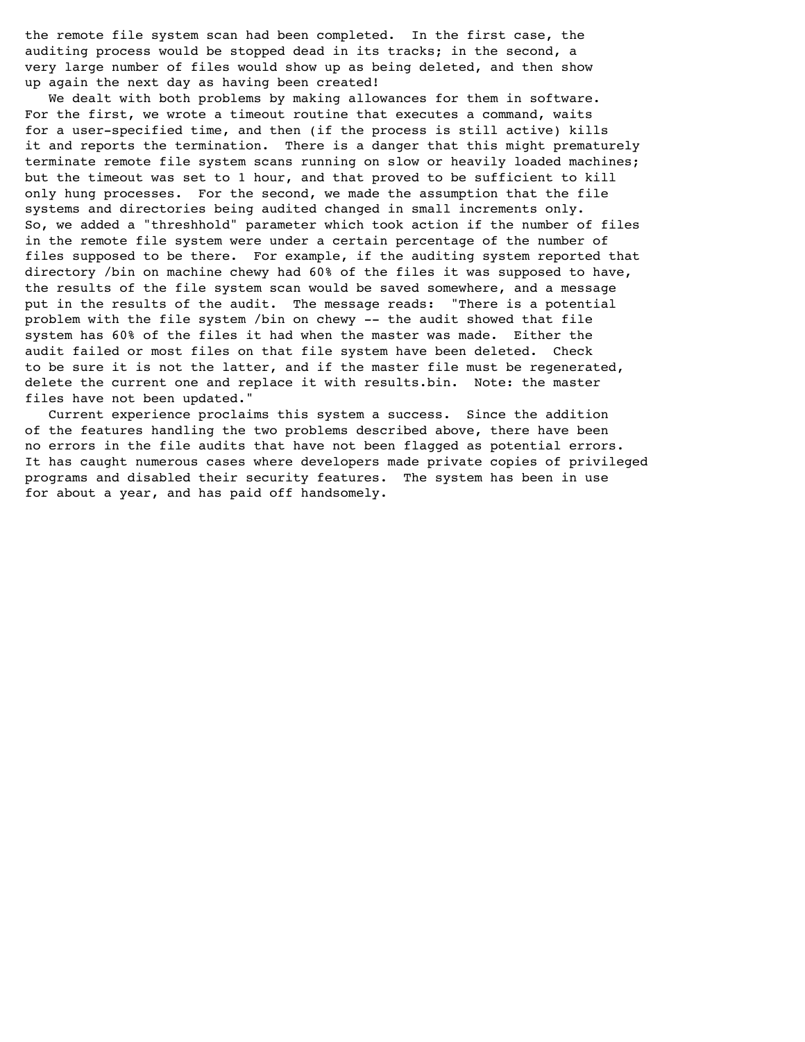the remote file system scan had been completed. In the first case, the auditing process would be stopped dead in its tracks; in the second, a very large number of files would show up as being deleted, and then show up again the next day as having been created!

We dealt with both problems by making allowances for them in software. For the first, we wrote a timeout routine that executes a command, waits for a user-specified time, and then (if the process is still active) kills it and reports the termination. There is a danger that this might prematurely terminate remote file system scans running on slow or heavily loaded machines; but the timeout was set to 1 hour, and that proved to be sufficient to kill only hung processes. For the second, we made the assumption that the file systems and directories being audited changed in small increments only. So, we added a "threshhold" parameter which took action if the number of files in the remote file system were under a certain percentage of the number of files supposed to be there. For example, if the auditing system reported that directory /bin on machine chewy had 60% of the files it was supposed to have, the results of the file system scan would be saved somewhere, and a message put in the results of the audit. The message reads: "There is a potential problem with the file system /bin on chewy -- the audit showed that file system has 60% of the files it had when the master was made. Either the audit failed or most files on that file system have been deleted. Check to be sure it is not the latter, and if the master file must be regenerated, delete the current one and replace it with results.bin. Note: the master files have not been updated."

Current experience proclaims this system a success. Since the addition of the features handling the two problems described above, there have been no errors in the file audits that have not been flagged as potential errors. It has caught numerous cases where developers made private copies of privileged programs and disabled their security features. The system has been in use for about a year, and has paid off handsomely.